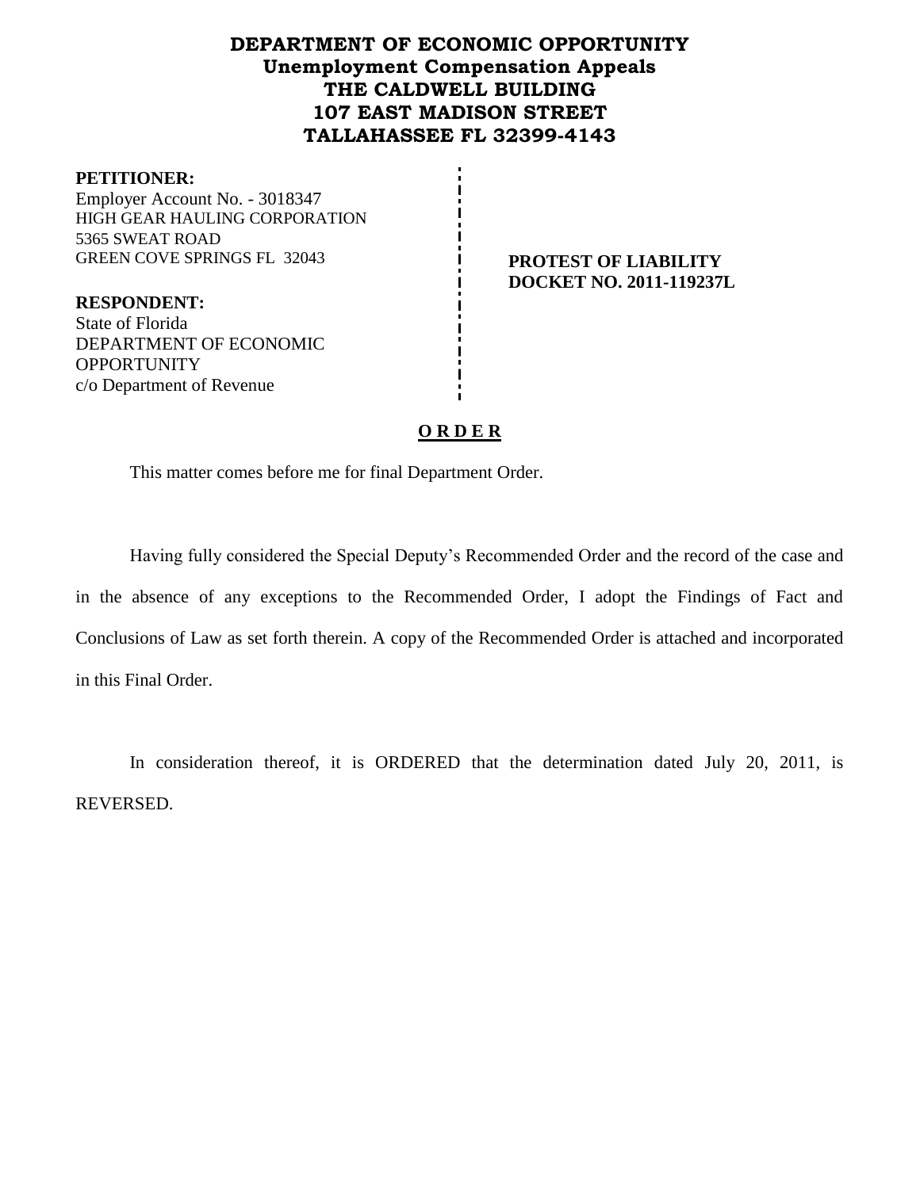# DEPARTMENT OF ECONOMIC OPPORTUNITY
## Unemployment Compensation Appeals
## THE CALDWELL BUILDING
## 107 EAST MADISON STREET
## TALLAHASSEE FL 32399-4143

**PETITIONER:**
Employer Account No. - 3018347
HIGH GEAR HAULING CORPORATION
5365 SWEAT ROAD
GREEN COVE SPRINGS FL 32043

**RESPONDENT:**
State of Florida
DEPARTMENT OF ECONOMIC OPPORTUNITY
c/o Department of Revenue

**PROTEST OF LIABILITY**
**DOCKET NO. 2011-119237L**

**O R D E R**

This matter comes before me for final Department Order.

Having fully considered the Special Deputy's Recommended Order and the record of the case and in the absence of any exceptions to the Recommended Order, I adopt the Findings of Fact and Conclusions of Law as set forth therein. A copy of the Recommended Order is attached and incorporated in this Final Order.

In consideration thereof, it is ORDERED that the determination dated July 20, 2011, is REVERSED.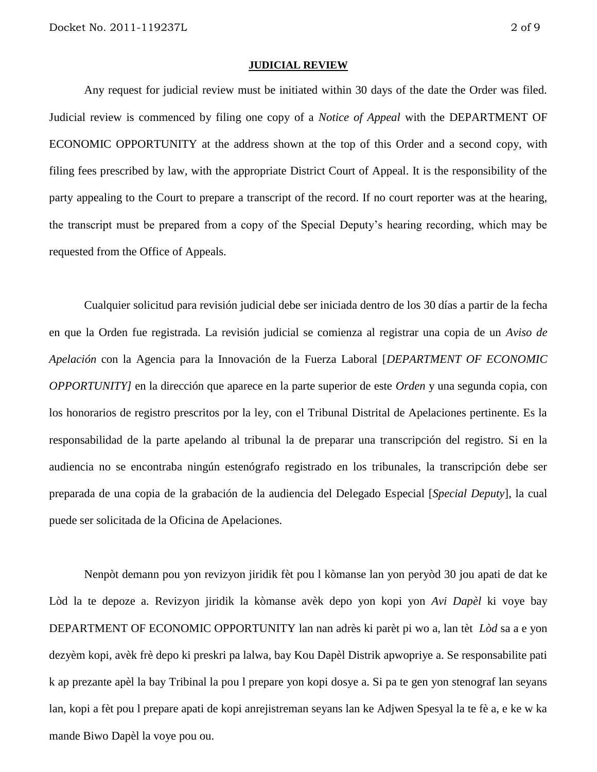## JUDICIAL REVIEW

Any request for judicial review must be initiated within 30 days of the date the Order was filed. Judicial review is commenced by filing one copy of a *Notice of Appeal* with the DEPARTMENT OF ECONOMIC OPPORTUNITY at the address shown at the top of this Order and a second copy, with filing fees prescribed by law, with the appropriate District Court of Appeal. It is the responsibility of the party appealing to the Court to prepare a transcript of the record. If no court reporter was at the hearing, the transcript must be prepared from a copy of the Special Deputy's hearing recording, which may be requested from the Office of Appeals.

Cualquier solicitud para revisión judicial debe ser iniciada dentro de los 30 días a partir de la fecha en que la Orden fue registrada. La revisión judicial se comienza al registrar una copia de un *Aviso de Apelación* con la Agencia para la Innovación de la Fuerza Laboral [*DEPARTMENT OF ECONOMIC OPPORTUNITY]* en la dirección que aparece en la parte superior de este *Orden* y una segunda copia, con los honorarios de registro prescritos por la ley, con el Tribunal Distrital de Apelaciones pertinente. Es la responsabilidad de la parte apelando al tribunal la de preparar una transcripción del registro. Si en la audiencia no se encontraba ningún estenógrafo registrado en los tribunales, la transcripción debe ser preparada de una copia de la grabación de la audiencia del Delegado Especial [*Special Deputy*], la cual puede ser solicitada de la Oficina de Apelaciones.

Nenpòt demann pou yon revizyon jiridik fèt pou l kòmanse lan yon peryòd 30 jou apati de dat ke Lòd la te depoze a. Revizyon jiridik la kòmanse avèk depo yon kopi yon *Avi Dapèl* ki voye bay DEPARTMENT OF ECONOMIC OPPORTUNITY lan nan adrès ki parèt pi wo a, lan tèt *Lòd* sa a e yon dezyèm kopi, avèk frè depo ki preskri pa lalwa, bay Kou Dapèl Distrik apwopriye a. Se responsabilite pati k ap prezante apèl la bay Tribinal la pou l prepare yon kopi dosye a. Si pa te gen yon stenograf lan seyans lan, kopi a fèt pou l prepare apati de kopi anrejistreman seyans lan ke Adjwen Spesyal la te fè a, e ke w ka mande Biwo Dapèl la voye pou ou.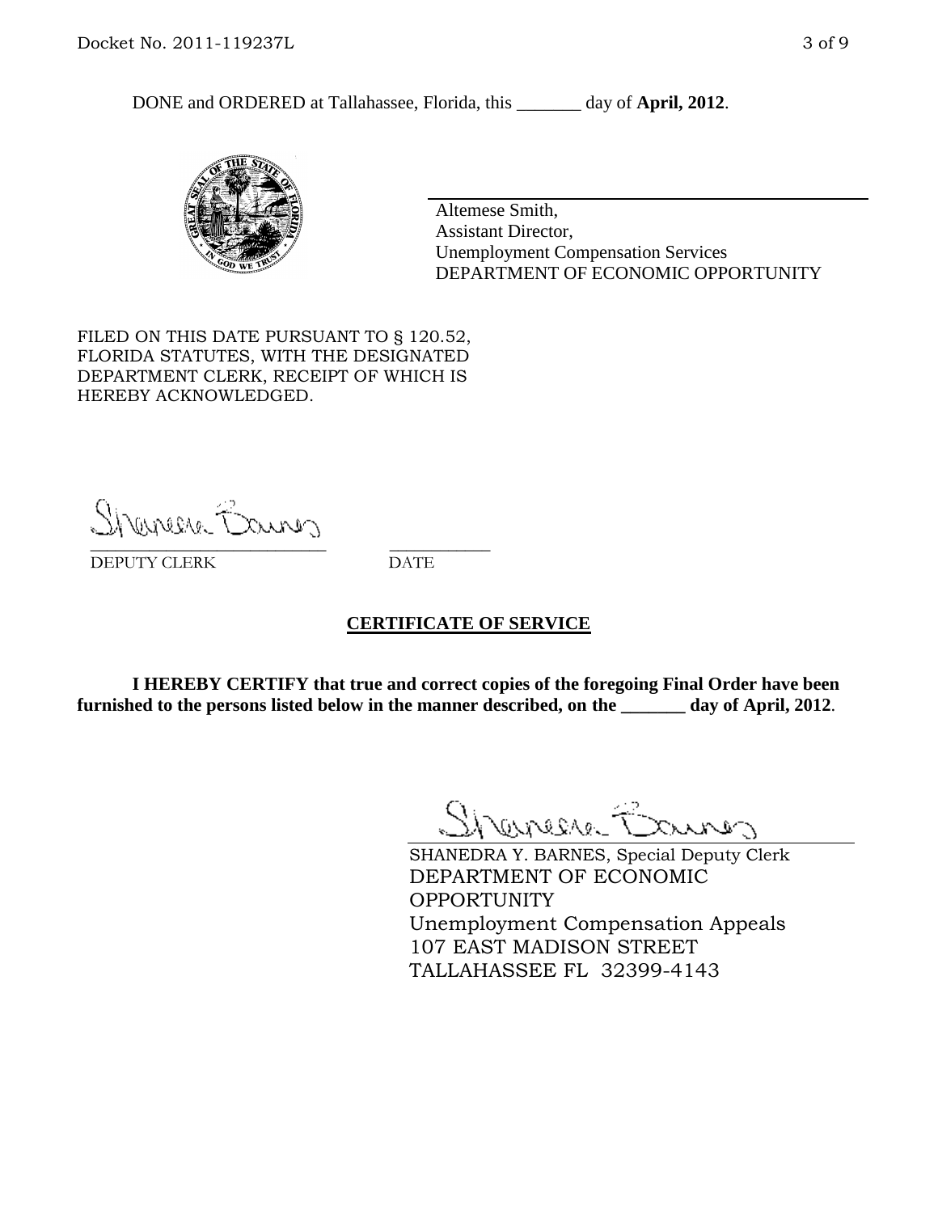DONE and ORDERED at Tallahassee, Florida, this _______ day of **April, 2012**.

Altemese Smith,
Assistant Director,
Unemployment Compensation Services
DEPARTMENT OF ECONOMIC OPPORTUNITY

FILED ON THIS DATE PURSUANT TO § 120.52, FLORIDA STATUTES, WITH THE DESIGNATED DEPARTMENT CLERK, RECEIPT OF WHICH IS HEREBY ACKNOWLEDGED.

___________________________ ___________
DEPUTY CLERK DATE

## CERTIFICATE OF SERVICE

**I HEREBY CERTIFY that true and correct copies of the foregoing Final Order have been furnished to the persons listed below in the manner described, on the _______ day of April, 2012**.

SHANEDRA Y. BARNES, Special Deputy Clerk
DEPARTMENT OF ECONOMIC OPPORTUNITY
Unemployment Compensation Appeals
107 EAST MADISON STREET
TALLAHASSEE FL 32399-4143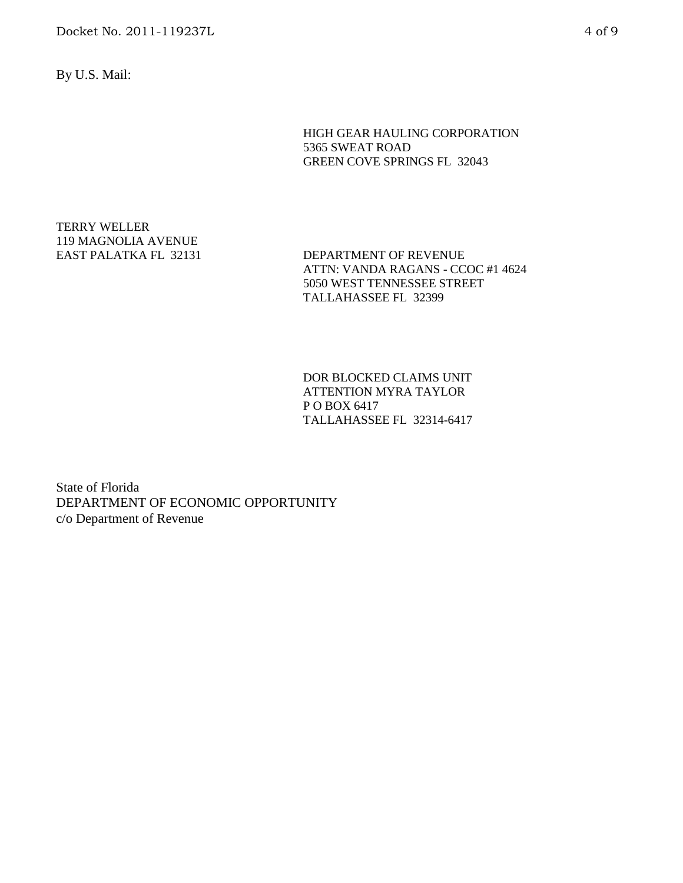By U.S. Mail:

HIGH GEAR HAULING CORPORATION
5365 SWEAT ROAD
GREEN COVE SPRINGS FL 32043

TERRY WELLER
119 MAGNOLIA AVENUE
EAST PALATKA FL 32131

DEPARTMENT OF REVENUE
ATTN: VANDA RAGANS - CCOC #1 4624
5050 WEST TENNESSEE STREET
TALLAHASSEE FL 32399

DOR BLOCKED CLAIMS UNIT
ATTENTION MYRA TAYLOR
P O BOX 6417
TALLAHASSEE FL 32314-6417

State of Florida
DEPARTMENT OF ECONOMIC OPPORTUNITY
c/o Department of Revenue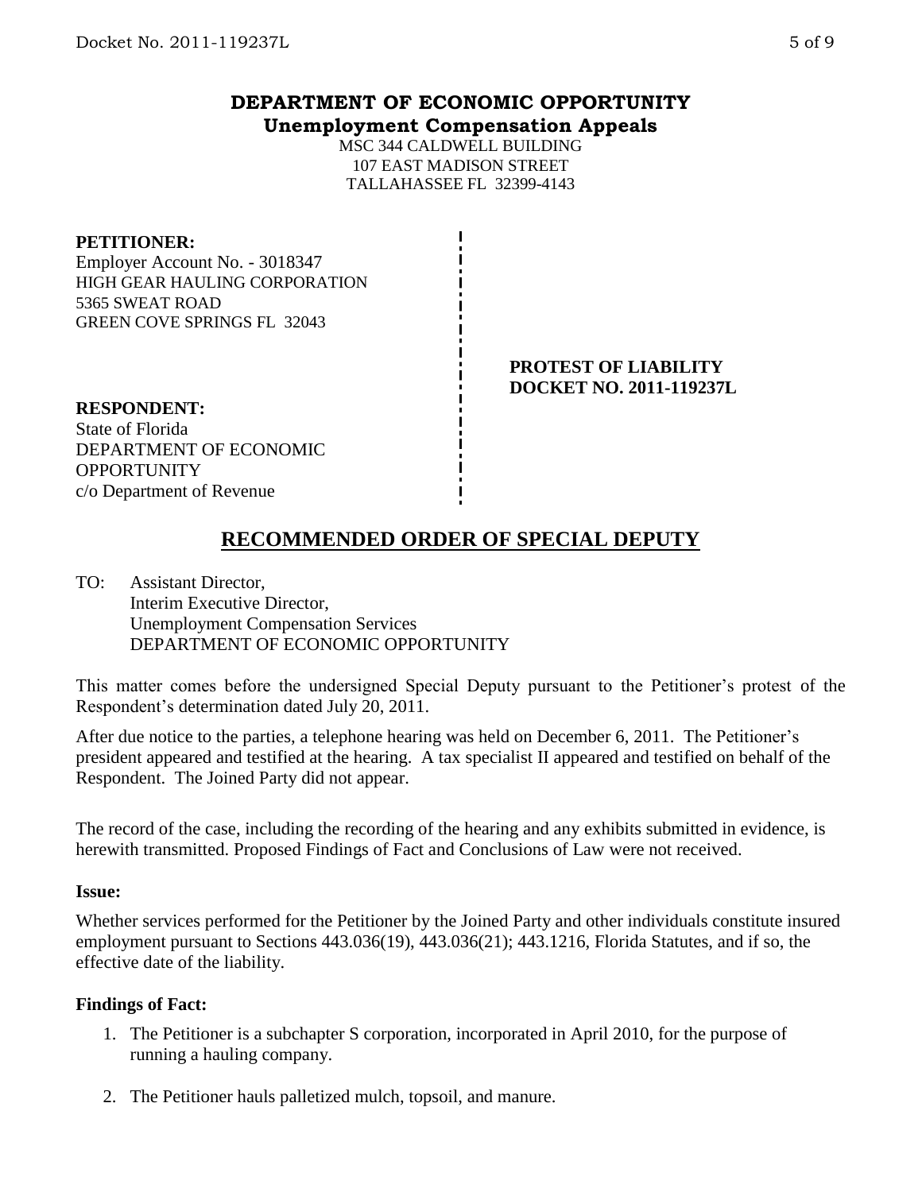**DEPARTMENT OF ECONOMIC OPPORTUNITY**
**Unemployment Compensation Appeals**

MSC 344 CALDWELL BUILDING
107 EAST MADISON STREET
TALLAHASSEE FL 32399-4143

**PETITIONER:**
Employer Account No. - 3018347
HIGH GEAR HAULING CORPORATION
5365 SWEAT ROAD
GREEN COVE SPRINGS FL 32043

**PROTEST OF LIABILITY**
**DOCKET NO. 2011-119237L**

**RESPONDENT:**
State of Florida
DEPARTMENT OF ECONOMIC OPPORTUNITY
c/o Department of Revenue

# RECOMMENDED ORDER OF SPECIAL DEPUTY

TO: Assistant Director,
Interim Executive Director,
Unemployment Compensation Services
DEPARTMENT OF ECONOMIC OPPORTUNITY

This matter comes before the undersigned Special Deputy pursuant to the Petitioner's protest of the Respondent's determination dated July 20, 2011.

After due notice to the parties, a telephone hearing was held on December 6, 2011. The Petitioner's president appeared and testified at the hearing. A tax specialist II appeared and testified on behalf of the Respondent. The Joined Party did not appear.

The record of the case, including the recording of the hearing and any exhibits submitted in evidence, is herewith transmitted. Proposed Findings of Fact and Conclusions of Law were not received.

**Issue:**

Whether services performed for the Petitioner by the Joined Party and other individuals constitute insured employment pursuant to Sections 443.036(19), 443.036(21); 443.1216, Florida Statutes, and if so, the effective date of the liability.

**Findings of Fact:**

1. The Petitioner is a subchapter S corporation, incorporated in April 2010, for the purpose of running a hauling company.
2. The Petitioner hauls palletized mulch, topsoil, and manure.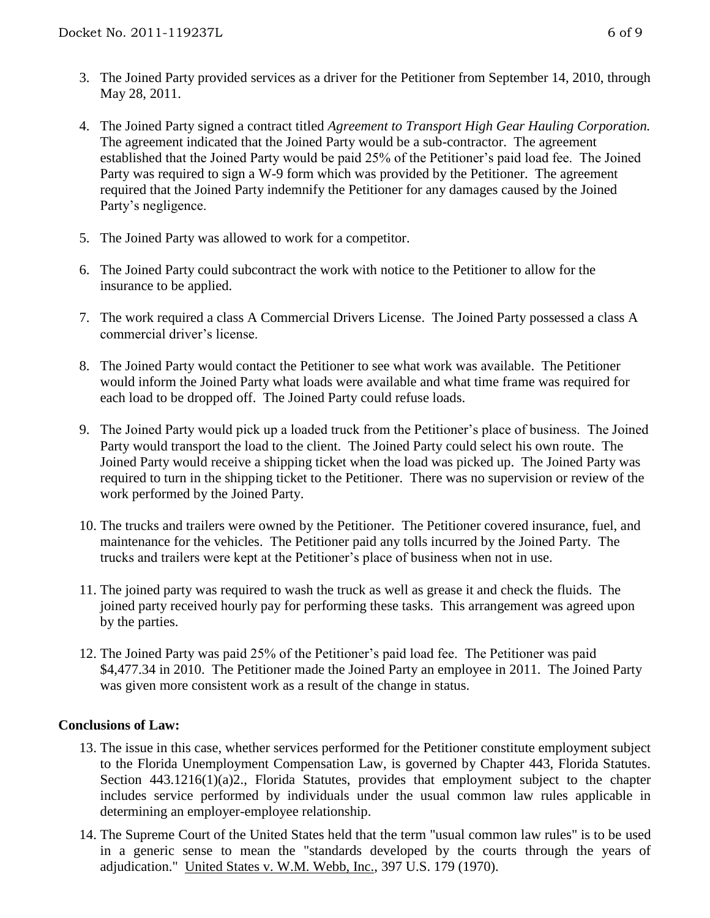3. The Joined Party provided services as a driver for the Petitioner from September 14, 2010, through May 28, 2011.

4. The Joined Party signed a contract titled *Agreement to Transport High Gear Hauling Corporation.* The agreement indicated that the Joined Party would be a sub-contractor. The agreement established that the Joined Party would be paid 25% of the Petitioner's paid load fee. The Joined Party was required to sign a W-9 form which was provided by the Petitioner. The agreement required that the Joined Party indemnify the Petitioner for any damages caused by the Joined Party's negligence.

5. The Joined Party was allowed to work for a competitor.

6. The Joined Party could subcontract the work with notice to the Petitioner to allow for the insurance to be applied.

7. The work required a class A Commercial Drivers License. The Joined Party possessed a class A commercial driver's license.

8. The Joined Party would contact the Petitioner to see what work was available. The Petitioner would inform the Joined Party what loads were available and what time frame was required for each load to be dropped off. The Joined Party could refuse loads.

9. The Joined Party would pick up a loaded truck from the Petitioner's place of business. The Joined Party would transport the load to the client. The Joined Party could select his own route. The Joined Party would receive a shipping ticket when the load was picked up. The Joined Party was required to turn in the shipping ticket to the Petitioner. There was no supervision or review of the work performed by the Joined Party.

10. The trucks and trailers were owned by the Petitioner. The Petitioner covered insurance, fuel, and maintenance for the vehicles. The Petitioner paid any tolls incurred by the Joined Party. The trucks and trailers were kept at the Petitioner's place of business when not in use.

11. The joined party was required to wash the truck as well as grease it and check the fluids. The joined party received hourly pay for performing these tasks. This arrangement was agreed upon by the parties.

12. The Joined Party was paid 25% of the Petitioner's paid load fee. The Petitioner was paid $4,477.34 in 2010. The Petitioner made the Joined Party an employee in 2011. The Joined Party was given more consistent work as a result of the change in status.

**Conclusions of Law:**

13. The issue in this case, whether services performed for the Petitioner constitute employment subject to the Florida Unemployment Compensation Law, is governed by Chapter 443, Florida Statutes. Section 443.1216(1)(a)2., Florida Statutes, provides that employment subject to the chapter includes service performed by individuals under the usual common law rules applicable in determining an employer-employee relationship.

14. The Supreme Court of the United States held that the term "usual common law rules" is to be used in a generic sense to mean the "standards developed by the courts through the years of adjudication." United States v. W.M. Webb, Inc., 397 U.S. 179 (1970).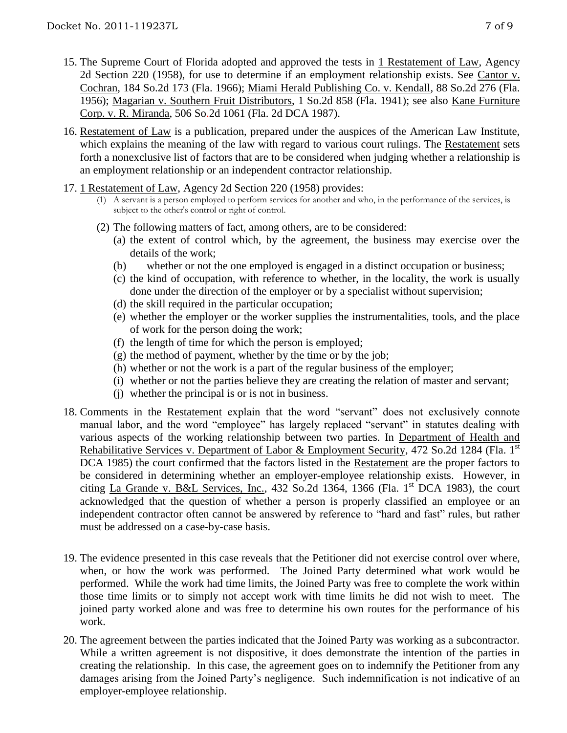15. The Supreme Court of Florida adopted and approved the tests in 1 Restatement of Law, Agency 2d Section 220 (1958), for use to determine if an employment relationship exists. See Cantor v. Cochran, 184 So.2d 173 (Fla. 1966); Miami Herald Publishing Co. v. Kendall, 88 So.2d 276 (Fla. 1956); Magarian v. Southern Fruit Distributors, 1 So.2d 858 (Fla. 1941); see also Kane Furniture Corp. v. R. Miranda, 506 So.2d 1061 (Fla. 2d DCA 1987).

16. Restatement of Law is a publication, prepared under the auspices of the American Law Institute, which explains the meaning of the law with regard to various court rulings. The Restatement sets forth a nonexclusive list of factors that are to be considered when judging whether a relationship is an employment relationship or an independent contractor relationship.

17. 1 Restatement of Law, Agency 2d Section 220 (1958) provides:
    (1) A servant is a person employed to perform services for another and who, in the performance of the services, is subject to the other's control or right of control.
    (2) The following matters of fact, among others, are to be considered:
        (a) the extent of control which, by the agreement, the business may exercise over the details of the work;
        (b) whether or not the one employed is engaged in a distinct occupation or business;
        (c) the kind of occupation, with reference to whether, in the locality, the work is usually done under the direction of the employer or by a specialist without supervision;
        (d) the skill required in the particular occupation;
        (e) whether the employer or the worker supplies the instrumentalities, tools, and the place of work for the person doing the work;
        (f) the length of time for which the person is employed;
        (g) the method of payment, whether by the time or by the job;
        (h) whether or not the work is a part of the regular business of the employer;
        (i) whether or not the parties believe they are creating the relation of master and servant;
        (j) whether the principal is or is not in business.

18. Comments in the Restatement explain that the word "servant" does not exclusively connote manual labor, and the word "employee" has largely replaced "servant" in statutes dealing with various aspects of the working relationship between two parties. In Department of Health and Rehabilitative Services v. Department of Labor & Employment Security, 472 So.2d 1284 (Fla. 1st DCA 1985) the court confirmed that the factors listed in the Restatement are the proper factors to be considered in determining whether an employer-employee relationship exists. However, in citing La Grande v. B&L Services, Inc., 432 So.2d 1364, 1366 (Fla. 1st DCA 1983), the court acknowledged that the question of whether a person is properly classified an employee or an independent contractor often cannot be answered by reference to "hard and fast" rules, but rather must be addressed on a case-by-case basis.

19. The evidence presented in this case reveals that the Petitioner did not exercise control over where, when, or how the work was performed. The Joined Party determined what work would be performed. While the work had time limits, the Joined Party was free to complete the work within those time limits or to simply not accept work with time limits he did not wish to meet. The joined party worked alone and was free to determine his own routes for the performance of his work.

20. The agreement between the parties indicated that the Joined Party was working as a subcontractor. While a written agreement is not dispositive, it does demonstrate the intention of the parties in creating the relationship. In this case, the agreement goes on to indemnify the Petitioner from any damages arising from the Joined Party's negligence. Such indemnification is not indicative of an employer-employee relationship.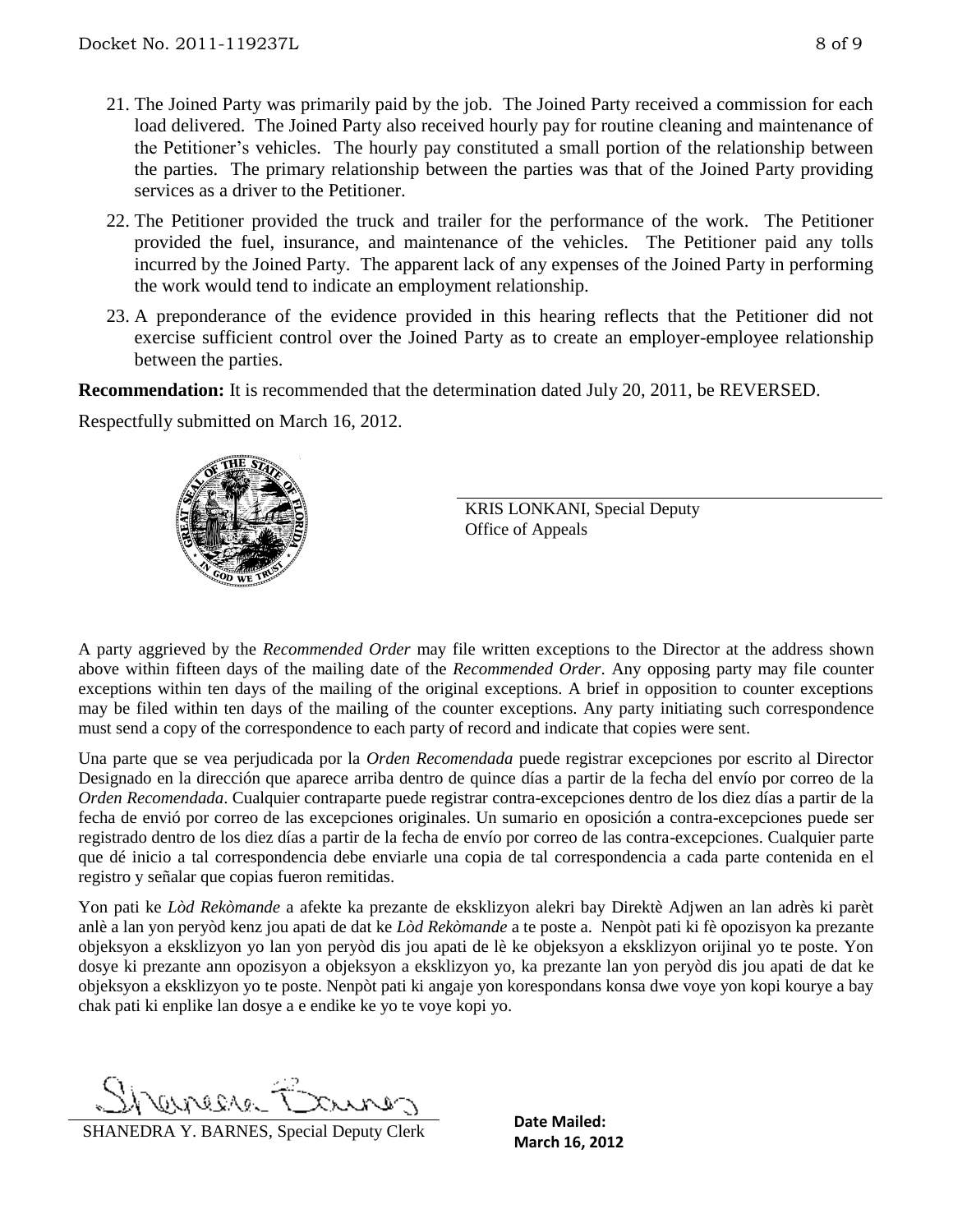21. The Joined Party was primarily paid by the job. The Joined Party received a commission for each load delivered. The Joined Party also received hourly pay for routine cleaning and maintenance of the Petitioner's vehicles. The hourly pay constituted a small portion of the relationship between the parties. The primary relationship between the parties was that of the Joined Party providing services as a driver to the Petitioner.

22. The Petitioner provided the truck and trailer for the performance of the work. The Petitioner provided the fuel, insurance, and maintenance of the vehicles. The Petitioner paid any tolls incurred by the Joined Party. The apparent lack of any expenses of the Joined Party in performing the work would tend to indicate an employment relationship.

23. A preponderance of the evidence provided in this hearing reflects that the Petitioner did not exercise sufficient control over the Joined Party as to create an employer-employee relationship between the parties.

**Recommendation:** It is recommended that the determination dated July 20, 2011, be REVERSED.

Respectfully submitted on March 16, 2012.

KRIS LONKANI, Special Deputy
Office of Appeals

A party aggrieved by the *Recommended Order* may file written exceptions to the Director at the address shown above within fifteen days of the mailing date of the *Recommended Order*. Any opposing party may file counter exceptions within ten days of the mailing of the original exceptions. A brief in opposition to counter exceptions may be filed within ten days of the mailing of the counter exceptions. Any party initiating such correspondence must send a copy of the correspondence to each party of record and indicate that copies were sent.

Una parte que se vea perjudicada por la *Orden Recomendada* puede registrar excepciones por escrito al Director Designado en la dirección que aparece arriba dentro de quince días a partir de la fecha del envío por correo de la *Orden Recomendada*. Cualquier contraparte puede registrar contra-excepciones dentro de los diez días a partir de la fecha de envió por correo de las excepciones originales. Un sumario en oposición a contra-excepciones puede ser registrado dentro de los diez días a partir de la fecha de envío por correo de las contra-excepciones. Cualquier parte que dé inicio a tal correspondencia debe enviarle una copia de tal correspondencia a cada parte contenida en el registro y señalar que copias fueron remitidas.

Yon pati ke *Lòd Rekòmande* a afekte ka prezante de eksklizyon alekri bay Direktè Adjwen an lan adrès ki parèt anlè a lan yon peryòd kenz jou apati de dat ke *Lòd Rekòmande* a te poste a. Nenpòt pati ki fè opozisyon ka prezante objeksyon a eksklizyon yo lan yon peryòd dis jou apati de lè ke objeksyon a eksklizyon orijinal yo te poste. Yon dosye ki prezante ann opozisyon a objeksyon a eksklizyon yo, ka prezante lan yon peryòd dis jou apati de dat ke objeksyon a eksklizyon yo te poste. Nenpòt pati ki angaje yon korespondans konsa dwe voye yon kopi kourye a bay chak pati ki enplike lan dosye a e endike ke yo te voye kopi yo.

SHANEDRA Y. BARNES, Special Deputy Clerk

**Date Mailed:**
**March 16, 2012**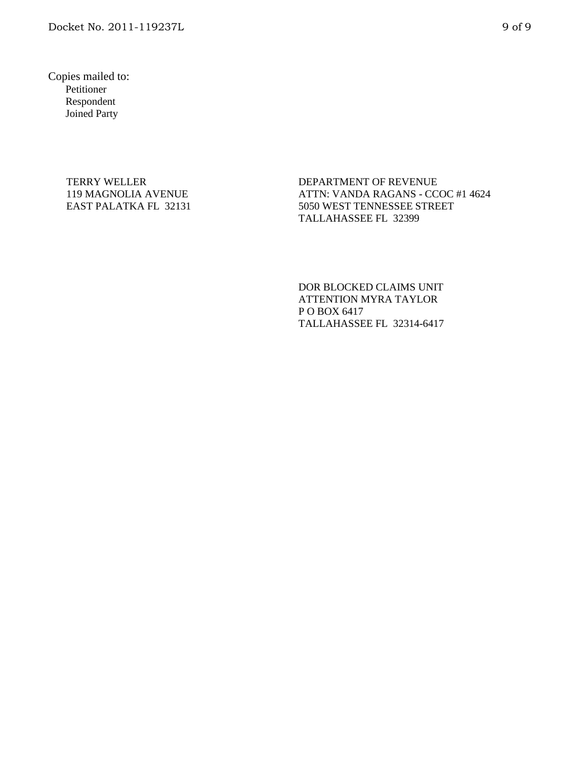Copies mailed to:
Petitioner
Respondent
Joined Party

TERRY WELLER
119 MAGNOLIA AVENUE
EAST PALATKA FL 32131

DEPARTMENT OF REVENUE
ATTN: VANDA RAGANS - CCOC #1 4624
5050 WEST TENNESSEE STREET
TALLAHASSEE FL 32399

DOR BLOCKED CLAIMS UNIT
ATTENTION MYRA TAYLOR
P O BOX 6417
TALLAHASSEE FL 32314-6417